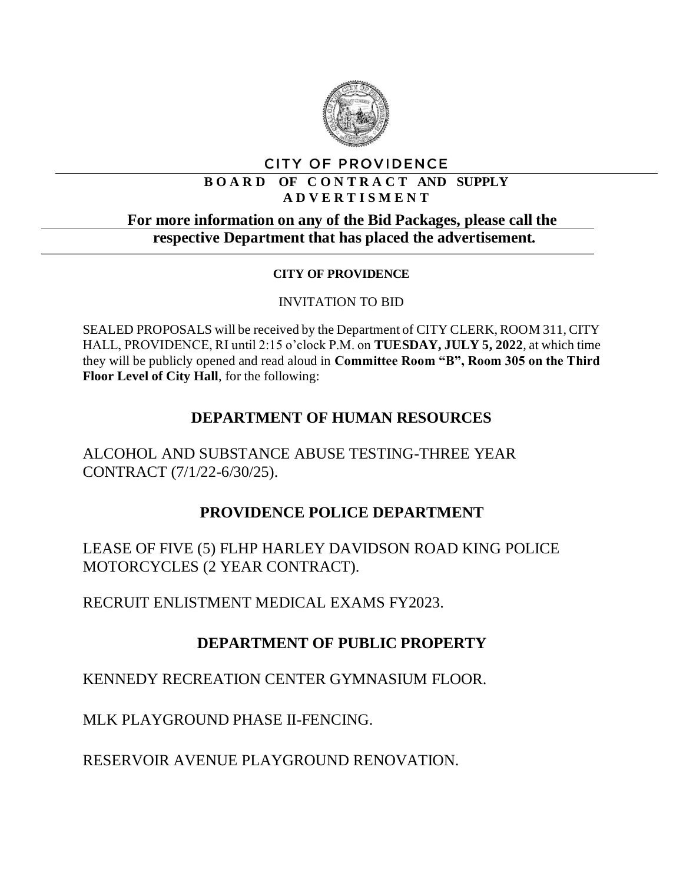# CITY OF PROVIDENCE

**BOARD OF CONTRACT AND SUPPLY**
**ADVERTISMENT**

**For more information on any of the Bid Packages, please call the respective Department that has placed the advertisement.**

**CITY OF PROVIDENCE**

INVITATION TO BID

SEALED PROPOSALS will be received by the Department of CITY CLERK, ROOM 311, CITY HALL, PROVIDENCE, RI until 2:15 o'clock P.M. on **TUESDAY, JULY 5, 2022**, at which time they will be publicly opened and read aloud in **Committee Room "B", Room 305 on the Third Floor Level of City Hall**, for the following:

## DEPARTMENT OF HUMAN RESOURCES

ALCOHOL AND SUBSTANCE ABUSE TESTING-THREE YEAR CONTRACT (7/1/22-6/30/25).

## PROVIDENCE POLICE DEPARTMENT

LEASE OF FIVE (5) FLHP HARLEY DAVIDSON ROAD KING POLICE MOTORCYCLES (2 YEAR CONTRACT).

RECRUIT ENLISTMENT MEDICAL EXAMS FY2023.

## DEPARTMENT OF PUBLIC PROPERTY

KENNEDY RECREATION CENTER GYMNASIUM FLOOR.

MLK PLAYGROUND PHASE II-FENCING.

RESERVOIR AVENUE PLAYGROUND RENOVATION.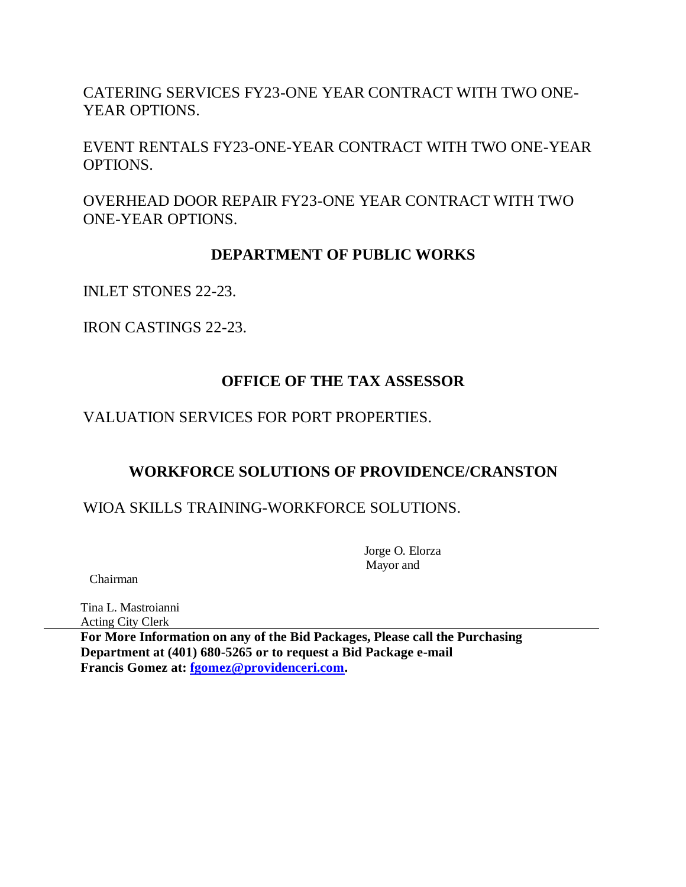CATERING SERVICES FY23-ONE YEAR CONTRACT WITH TWO ONE-YEAR OPTIONS.

EVENT RENTALS FY23-ONE-YEAR CONTRACT WITH TWO ONE-YEAR OPTIONS.

OVERHEAD DOOR REPAIR FY23-ONE YEAR CONTRACT WITH TWO ONE-YEAR OPTIONS.

## DEPARTMENT OF PUBLIC WORKS

INLET STONES 22-23.

IRON CASTINGS 22-23.

## OFFICE OF THE TAX ASSESSOR

VALUATION SERVICES FOR PORT PROPERTIES.

## WORKFORCE SOLUTIONS OF PROVIDENCE/CRANSTON

WIOA SKILLS TRAINING-WORKFORCE SOLUTIONS.

Jorge O. Elorza
Mayor and

Chairman

Tina L. Mastroianni
Acting City Clerk

---

**For More Information on any of the Bid Packages, Please call the Purchasing Department at (401) 680-5265 or to request a Bid Package e-mail Francis Gomez at: fgomez@providenceri.com.**